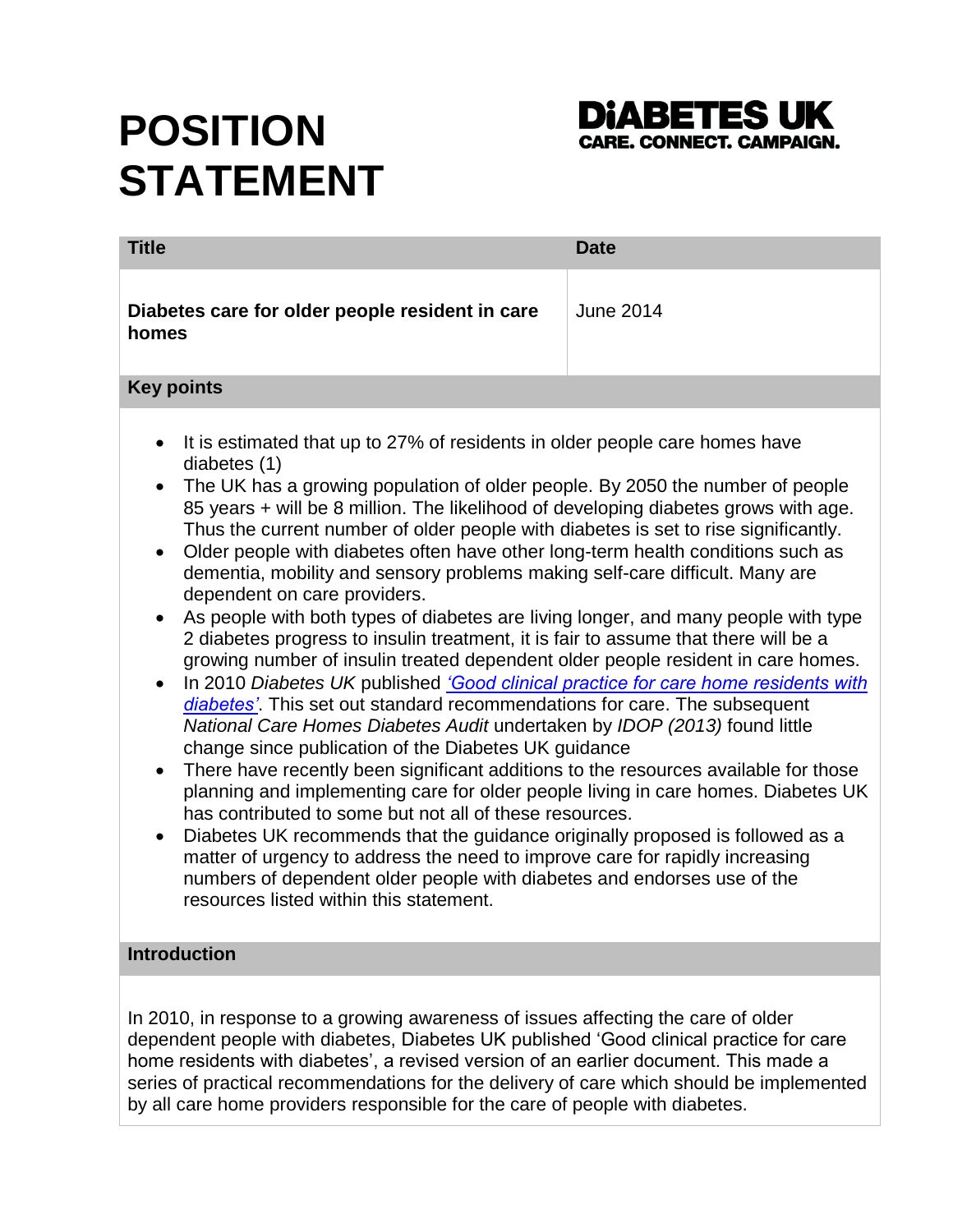# POSITION STATEMENT

**DiABETES UK**
**CARE. CONNECT. CAMPAIGN.**

| Title | Date |
| --- | --- |
| **Diabetes care for older people resident in care homes** | June 2014 |

## Key points

- It is estimated that up to 27% of residents in older people care homes have diabetes (1)
- The UK has a growing population of older people. By 2050 the number of people 85 years + will be 8 million. The likelihood of developing diabetes grows with age. Thus the current number of older people with diabetes is set to rise significantly.
- Older people with diabetes often have other long-term health conditions such as dementia, mobility and sensory problems making self-care difficult. Many are dependent on care providers.
- As people with both types of diabetes are living longer, and many people with type 2 diabetes progress to insulin treatment, it is fair to assume that there will be a growing number of insulin treated dependent older people resident in care homes.
- In 2010 *Diabetes UK* published *'Good clinical practice for care home residents with diabetes'*. This set out standard recommendations for care. The subsequent *National Care Homes Diabetes Audit* undertaken by *IDOP (2013)* found little change since publication of the Diabetes UK guidance
- There have recently been significant additions to the resources available for those planning and implementing care for older people living in care homes. Diabetes UK has contributed to some but not all of these resources.
- Diabetes UK recommends that the guidance originally proposed is followed as a matter of urgency to address the need to improve care for rapidly increasing numbers of dependent older people with diabetes and endorses use of the resources listed within this statement.

## Introduction

In 2010, in response to a growing awareness of issues affecting the care of older dependent people with diabetes, Diabetes UK published 'Good clinical practice for care home residents with diabetes', a revised version of an earlier document. This made a series of practical recommendations for the delivery of care which should be implemented by all care home providers responsible for the care of people with diabetes.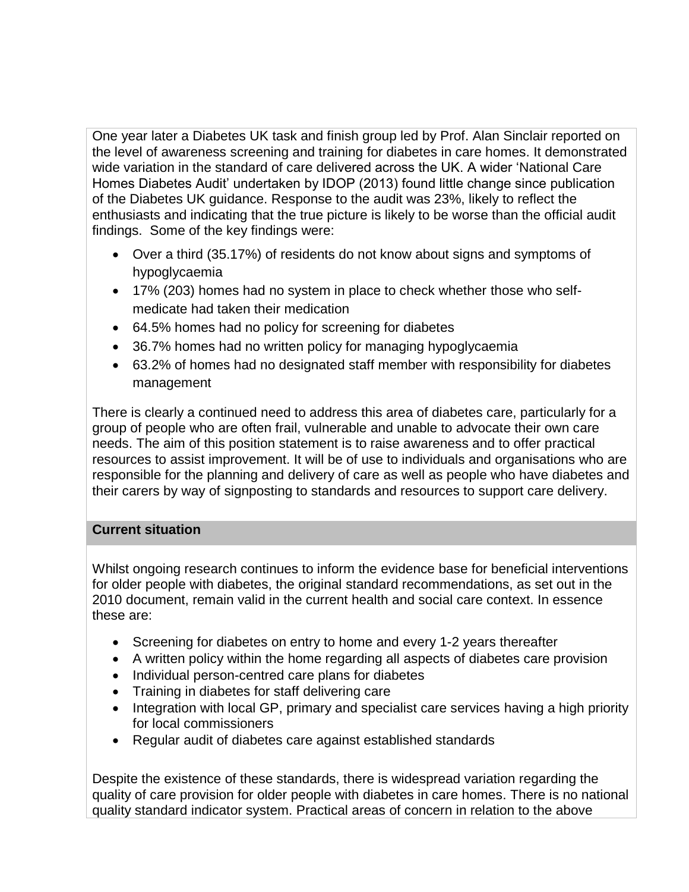One year later a Diabetes UK task and finish group led by Prof. Alan Sinclair reported on the level of awareness screening and training for diabetes in care homes. It demonstrated wide variation in the standard of care delivered across the UK. A wider 'National Care Homes Diabetes Audit' undertaken by IDOP (2013) found little change since publication of the Diabetes UK guidance. Response to the audit was 23%, likely to reflect the enthusiasts and indicating that the true picture is likely to be worse than the official audit findings. Some of the key findings were:

- Over a third (35.17%) of residents do not know about signs and symptoms of hypoglycaemia
- 17% (203) homes had no system in place to check whether those who self-medicate had taken their medication
- 64.5% homes had no policy for screening for diabetes
- 36.7% homes had no written policy for managing hypoglycaemia
- 63.2% of homes had no designated staff member with responsibility for diabetes management

There is clearly a continued need to address this area of diabetes care, particularly for a group of people who are often frail, vulnerable and unable to advocate their own care needs. The aim of this position statement is to raise awareness and to offer practical resources to assist improvement. It will be of use to individuals and organisations who are responsible for the planning and delivery of care as well as people who have diabetes and their carers by way of signposting to standards and resources to support care delivery.

## Current situation

Whilst ongoing research continues to inform the evidence base for beneficial interventions for older people with diabetes, the original standard recommendations, as set out in the 2010 document, remain valid in the current health and social care context. In essence these are:

- Screening for diabetes on entry to home and every 1-2 years thereafter
- A written policy within the home regarding all aspects of diabetes care provision
- Individual person-centred care plans for diabetes
- Training in diabetes for staff delivering care
- Integration with local GP, primary and specialist care services having a high priority for local commissioners
- Regular audit of diabetes care against established standards

Despite the existence of these standards, there is widespread variation regarding the quality of care provision for older people with diabetes in care homes. There is no national quality standard indicator system. Practical areas of concern in relation to the above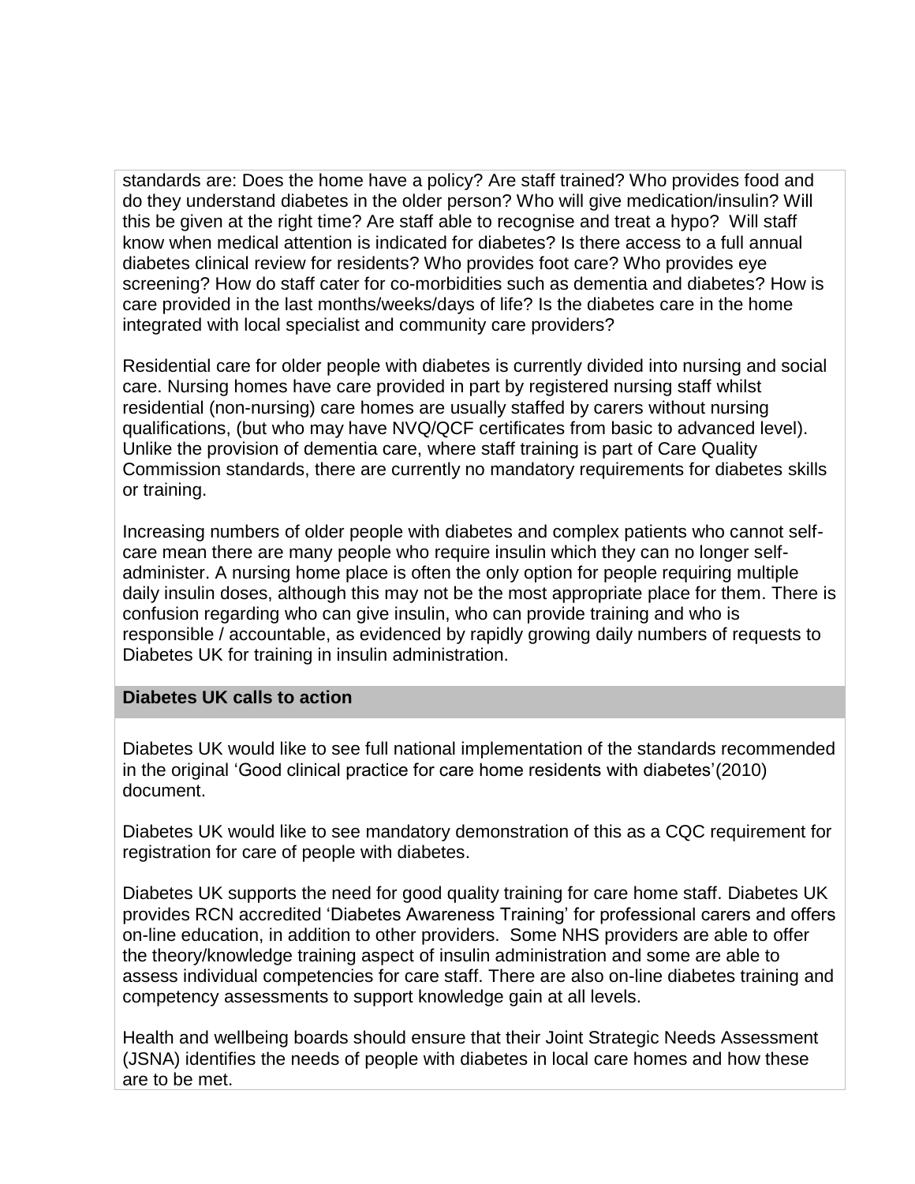standards are: Does the home have a policy? Are staff trained? Who provides food and do they understand diabetes in the older person? Who will give medication/insulin? Will this be given at the right time? Are staff able to recognise and treat a hypo? Will staff know when medical attention is indicated for diabetes? Is there access to a full annual diabetes clinical review for residents? Who provides foot care? Who provides eye screening? How do staff cater for co-morbidities such as dementia and diabetes? How is care provided in the last months/weeks/days of life? Is the diabetes care in the home integrated with local specialist and community care providers?

Residential care for older people with diabetes is currently divided into nursing and social care. Nursing homes have care provided in part by registered nursing staff whilst residential (non-nursing) care homes are usually staffed by carers without nursing qualifications, (but who may have NVQ/QCF certificates from basic to advanced level). Unlike the provision of dementia care, where staff training is part of Care Quality Commission standards, there are currently no mandatory requirements for diabetes skills or training.

Increasing numbers of older people with diabetes and complex patients who cannot self-care mean there are many people who require insulin which they can no longer self-administer. A nursing home place is often the only option for people requiring multiple daily insulin doses, although this may not be the most appropriate place for them. There is confusion regarding who can give insulin, who can provide training and who is responsible / accountable, as evidenced by rapidly growing daily numbers of requests to Diabetes UK for training in insulin administration.

## Diabetes UK calls to action

Diabetes UK would like to see full national implementation of the standards recommended in the original 'Good clinical practice for care home residents with diabetes'(2010) document.

Diabetes UK would like to see mandatory demonstration of this as a CQC requirement for registration for care of people with diabetes.

Diabetes UK supports the need for good quality training for care home staff. Diabetes UK provides RCN accredited 'Diabetes Awareness Training' for professional carers and offers on-line education, in addition to other providers. Some NHS providers are able to offer the theory/knowledge training aspect of insulin administration and some are able to assess individual competencies for care staff. There are also on-line diabetes training and competency assessments to support knowledge gain at all levels.

Health and wellbeing boards should ensure that their Joint Strategic Needs Assessment (JSNA) identifies the needs of people with diabetes in local care homes and how these are to be met.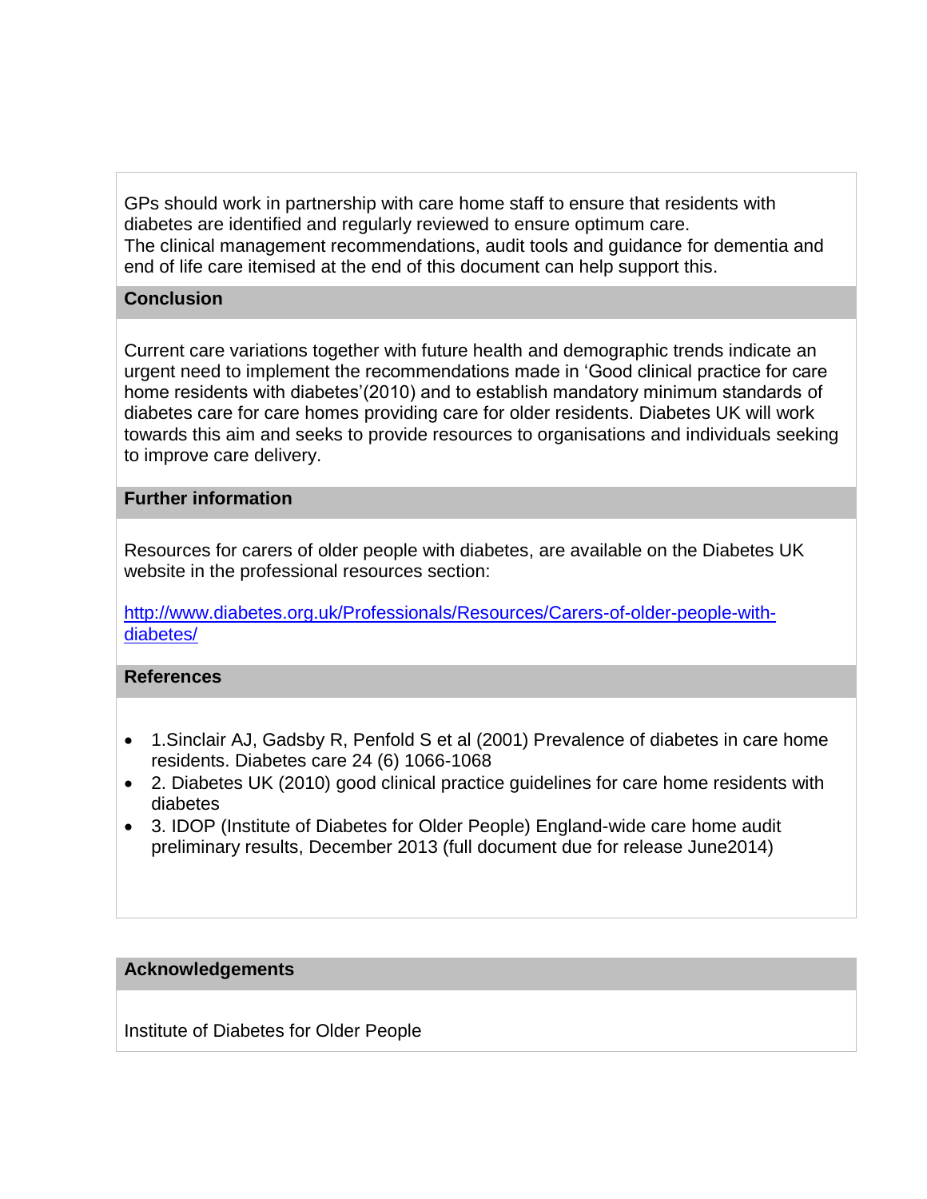GPs should work in partnership with care home staff to ensure that residents with diabetes are identified and regularly reviewed to ensure optimum care.
The clinical management recommendations, audit tools and guidance for dementia and end of life care itemised at the end of this document can help support this.

## Conclusion

Current care variations together with future health and demographic trends indicate an urgent need to implement the recommendations made in 'Good clinical practice for care home residents with diabetes'(2010) and to establish mandatory minimum standards of diabetes care for care homes providing care for older residents. Diabetes UK will work towards this aim and seeks to provide resources to organisations and individuals seeking to improve care delivery.

## Further information

Resources for carers of older people with diabetes, are available on the Diabetes UK website in the professional resources section:

[http://www.diabetes.org.uk/Professionals/Resources/Carers-of-older-people-with-diabetes/](http://www.diabetes.org.uk/Professionals/Resources/Carers-of-older-people-with-diabetes/)

## References

- 1.Sinclair AJ, Gadsby R, Penfold S et al (2001) Prevalence of diabetes in care home residents. Diabetes care 24 (6) 1066-1068
- 2. Diabetes UK (2010) good clinical practice guidelines for care home residents with diabetes
- 3. IDOP (Institute of Diabetes for Older People) England-wide care home audit preliminary results, December 2013 (full document due for release June2014)

## Acknowledgements

Institute of Diabetes for Older People